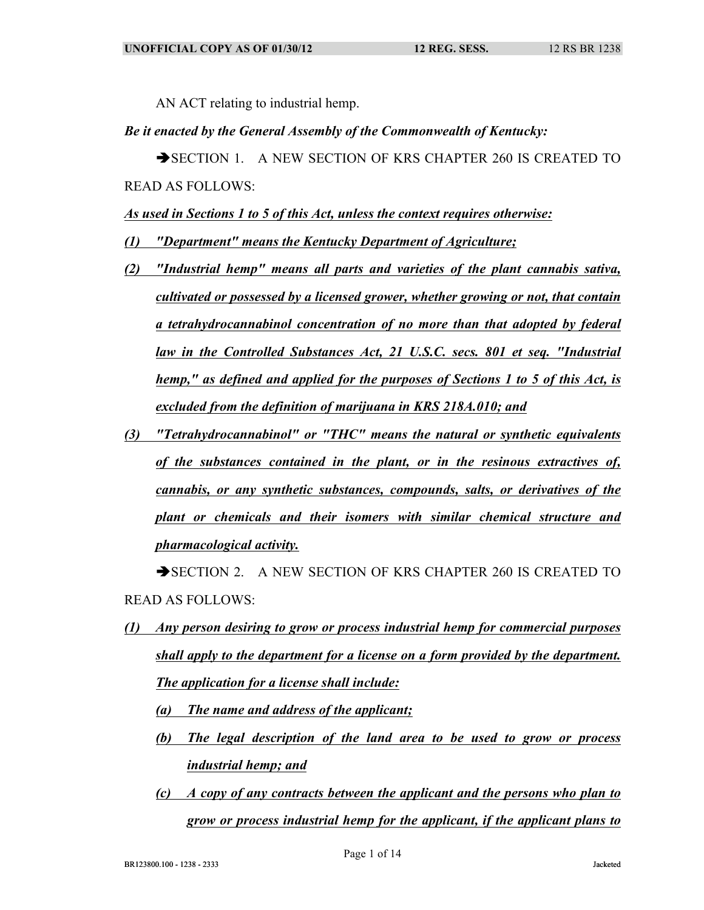AN ACT relating to industrial hemp.

*Be it enacted by the General Assembly of the Commonwealth of Kentucky:*

➔SECTION 1. A NEW SECTION OF KRS CHAPTER 260 IS CREATED TO READ AS FOLLOWS:

***As used in Sections 1 to 5 of this Act, unless the context requires otherwise:***

***(1) "Department" means the Kentucky Department of Agriculture;***

***(2) "Industrial hemp" means all parts and varieties of the plant cannabis sativa, cultivated or possessed by a licensed grower, whether growing or not, that contain a tetrahydrocannabinol concentration of no more than that adopted by federal law in the Controlled Substances Act, 21 U.S.C. secs. 801 et seq. "Industrial hemp," as defined and applied for the purposes of Sections 1 to 5 of this Act, is excluded from the definition of marijuana in KRS 218A.010; and***

***(3) "Tetrahydrocannabinol" or "THC" means the natural or synthetic equivalents of the substances contained in the plant, or in the resinous extractives of, cannabis, or any synthetic substances, compounds, salts, or derivatives of the plant or chemicals and their isomers with similar chemical structure and pharmacological activity.***

➔SECTION 2. A NEW SECTION OF KRS CHAPTER 260 IS CREATED TO READ AS FOLLOWS:

***(1) Any person desiring to grow or process industrial hemp for commercial purposes shall apply to the department for a license on a form provided by the department. The application for a license shall include:***

***(a) The name and address of the applicant;***

***(b) The legal description of the land area to be used to grow or process industrial hemp; and***

***(c) A copy of any contracts between the applicant and the persons who plan to grow or process industrial hemp for the applicant, if the applicant plans to***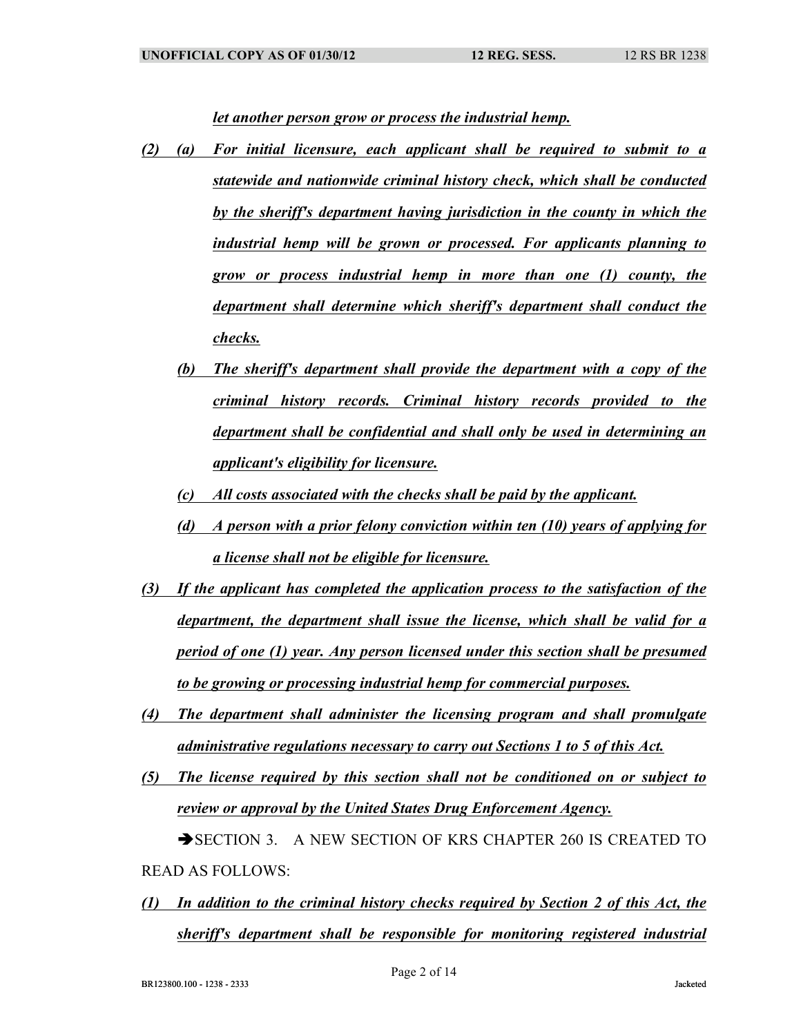*let another person grow or process the industrial hemp.*

*(2) (a) For initial licensure, each applicant shall be required to submit to a statewide and nationwide criminal history check, which shall be conducted by the sheriff's department having jurisdiction in the county in which the industrial hemp will be grown or processed. For applicants planning to grow or process industrial hemp in more than one (1) county, the department shall determine which sheriff's department shall conduct the checks.*

*(b) The sheriff's department shall provide the department with a copy of the criminal history records. Criminal history records provided to the department shall be confidential and shall only be used in determining an applicant's eligibility for licensure.*

*(c) All costs associated with the checks shall be paid by the applicant.*

*(d) A person with a prior felony conviction within ten (10) years of applying for a license shall not be eligible for licensure.*

*(3) If the applicant has completed the application process to the satisfaction of the department, the department shall issue the license, which shall be valid for a period of one (1) year. Any person licensed under this section shall be presumed to be growing or processing industrial hemp for commercial purposes.*

*(4) The department shall administer the licensing program and shall promulgate administrative regulations necessary to carry out Sections 1 to 5 of this Act.*

*(5) The license required by this section shall not be conditioned on or subject to review or approval by the United States Drug Enforcement Agency.*

➔SECTION 3. A NEW SECTION OF KRS CHAPTER 260 IS CREATED TO READ AS FOLLOWS:

*(1) In addition to the criminal history checks required by Section 2 of this Act, the sheriff's department shall be responsible for monitoring registered industrial*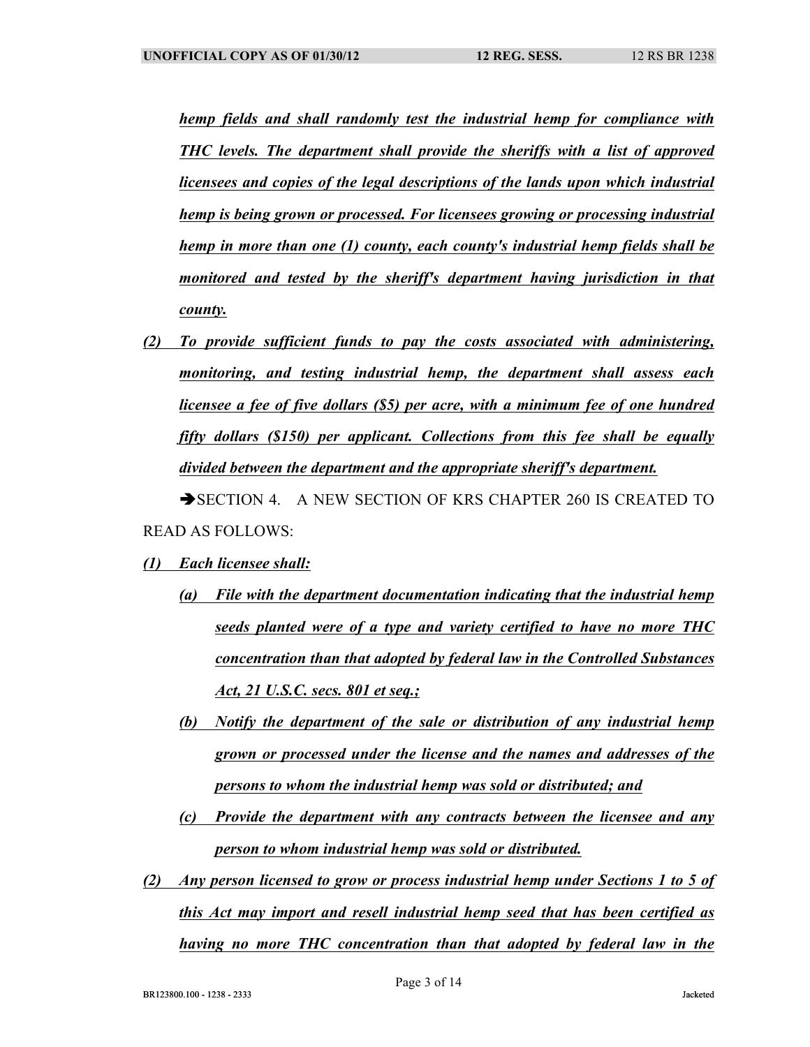*hemp fields and shall randomly test the industrial hemp for compliance with THC levels. The department shall provide the sheriffs with a list of approved licensees and copies of the legal descriptions of the lands upon which industrial hemp is being grown or processed. For licensees growing or processing industrial hemp in more than one (1) county, each county's industrial hemp fields shall be monitored and tested by the sheriff's department having jurisdiction in that county.*

*(2) To provide sufficient funds to pay the costs associated with administering, monitoring, and testing industrial hemp, the department shall assess each licensee a fee of five dollars ($5) per acre, with a minimum fee of one hundred fifty dollars ($150) per applicant. Collections from this fee shall be equally divided between the department and the appropriate sheriff's department.*

➔SECTION 4. A NEW SECTION OF KRS CHAPTER 260 IS CREATED TO READ AS FOLLOWS:

*(1) Each licensee shall:*

*(a) File with the department documentation indicating that the industrial hemp seeds planted were of a type and variety certified to have no more THC concentration than that adopted by federal law in the Controlled Substances Act, 21 U.S.C. secs. 801 et seq.;*

*(b) Notify the department of the sale or distribution of any industrial hemp grown or processed under the license and the names and addresses of the persons to whom the industrial hemp was sold or distributed; and*

*(c) Provide the department with any contracts between the licensee and any person to whom industrial hemp was sold or distributed.*

*(2) Any person licensed to grow or process industrial hemp under Sections 1 to 5 of this Act may import and resell industrial hemp seed that has been certified as having no more THC concentration than that adopted by federal law in the*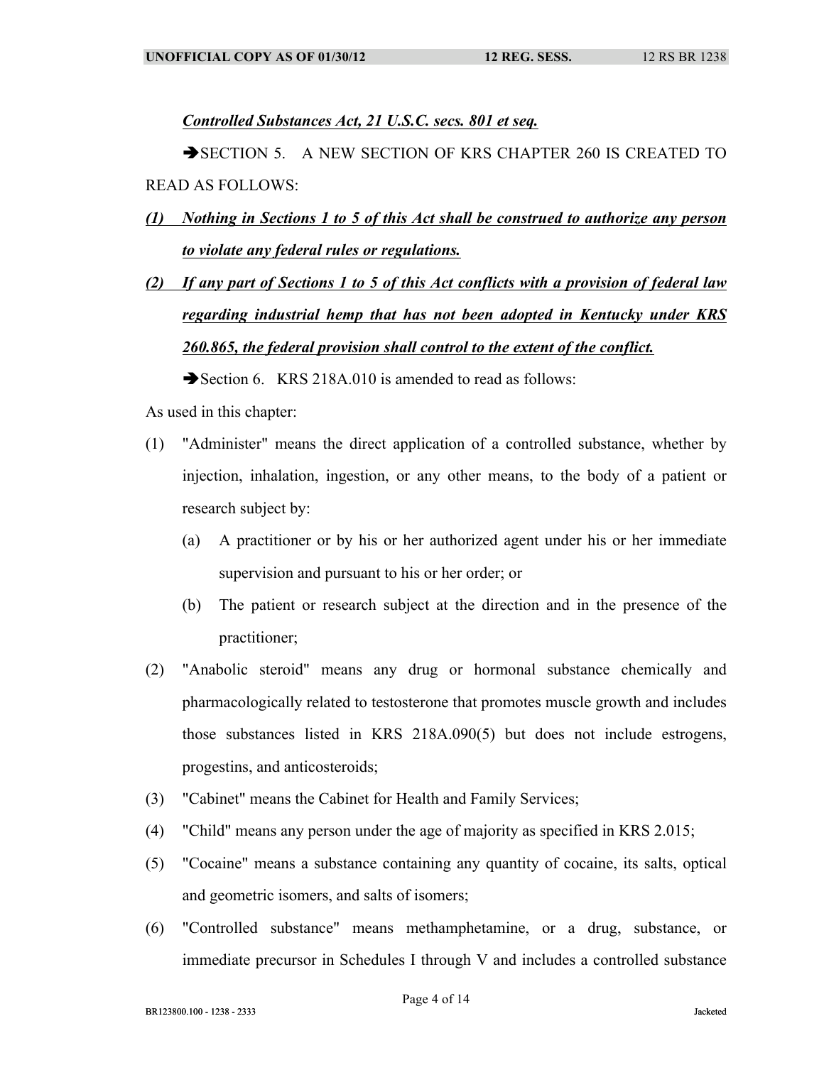***Controlled Substances Act, 21 U.S.C. secs. 801 et seq.***

➔SECTION 5. A NEW SECTION OF KRS CHAPTER 260 IS CREATED TO READ AS FOLLOWS:

***(1) Nothing in Sections 1 to 5 of this Act shall be construed to authorize any person to violate any federal rules or regulations.***

***(2) If any part of Sections 1 to 5 of this Act conflicts with a provision of federal law regarding industrial hemp that has not been adopted in Kentucky under KRS 260.865, the federal provision shall control to the extent of the conflict.***

➔Section 6. KRS 218A.010 is amended to read as follows:

As used in this chapter:

(1) "Administer" means the direct application of a controlled substance, whether by injection, inhalation, ingestion, or any other means, to the body of a patient or research subject by:

   (a) A practitioner or by his or her authorized agent under his or her immediate supervision and pursuant to his or her order; or

   (b) The patient or research subject at the direction and in the presence of the practitioner;

(2) "Anabolic steroid" means any drug or hormonal substance chemically and pharmacologically related to testosterone that promotes muscle growth and includes those substances listed in KRS 218A.090(5) but does not include estrogens, progestins, and anticosteroids;

(3) "Cabinet" means the Cabinet for Health and Family Services;

(4) "Child" means any person under the age of majority as specified in KRS 2.015;

(5) "Cocaine" means a substance containing any quantity of cocaine, its salts, optical and geometric isomers, and salts of isomers;

(6) "Controlled substance" means methamphetamine, or a drug, substance, or immediate precursor in Schedules I through V and includes a controlled substance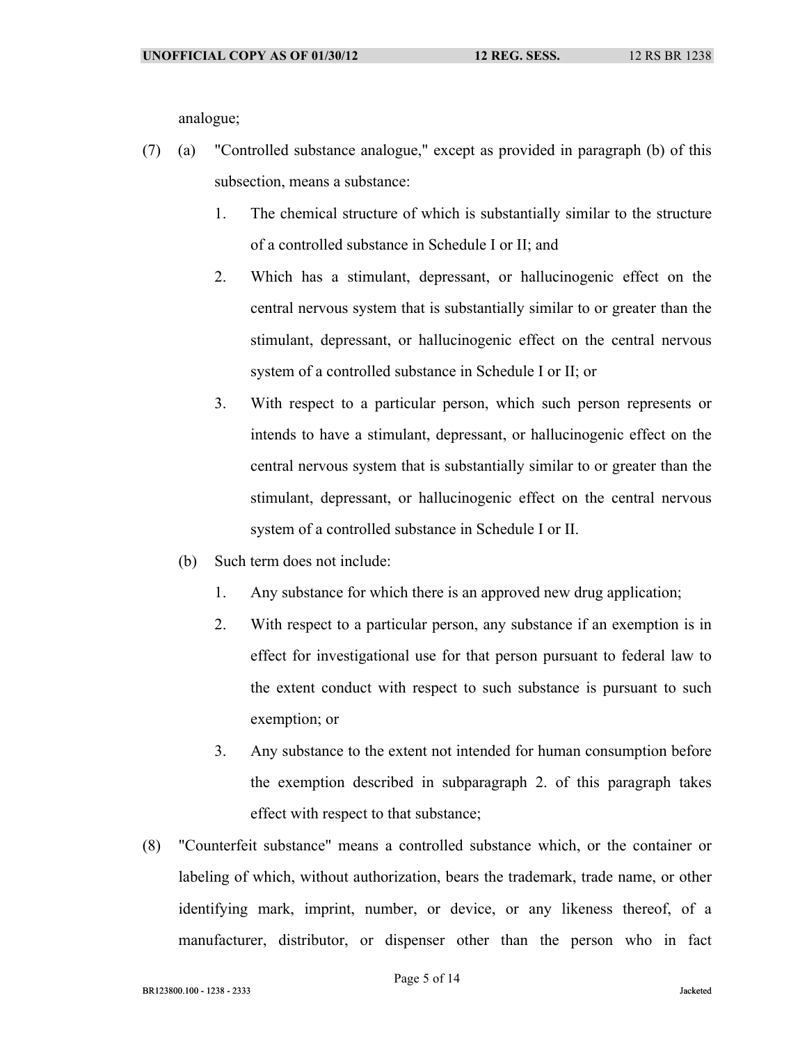analogue;

(7) (a) "Controlled substance analogue," except as provided in paragraph (b) of this subsection, means a substance:

1. The chemical structure of which is substantially similar to the structure of a controlled substance in Schedule I or II; and

2. Which has a stimulant, depressant, or hallucinogenic effect on the central nervous system that is substantially similar to or greater than the stimulant, depressant, or hallucinogenic effect on the central nervous system of a controlled substance in Schedule I or II; or

3. With respect to a particular person, which such person represents or intends to have a stimulant, depressant, or hallucinogenic effect on the central nervous system that is substantially similar to or greater than the stimulant, depressant, or hallucinogenic effect on the central nervous system of a controlled substance in Schedule I or II.

(b) Such term does not include:

1. Any substance for which there is an approved new drug application;

2. With respect to a particular person, any substance if an exemption is in effect for investigational use for that person pursuant to federal law to the extent conduct with respect to such substance is pursuant to such exemption; or

3. Any substance to the extent not intended for human consumption before the exemption described in subparagraph 2. of this paragraph takes effect with respect to that substance;

(8) "Counterfeit substance" means a controlled substance which, or the container or labeling of which, without authorization, bears the trademark, trade name, or other identifying mark, imprint, number, or device, or any likeness thereof, of a manufacturer, distributor, or dispenser other than the person who in fact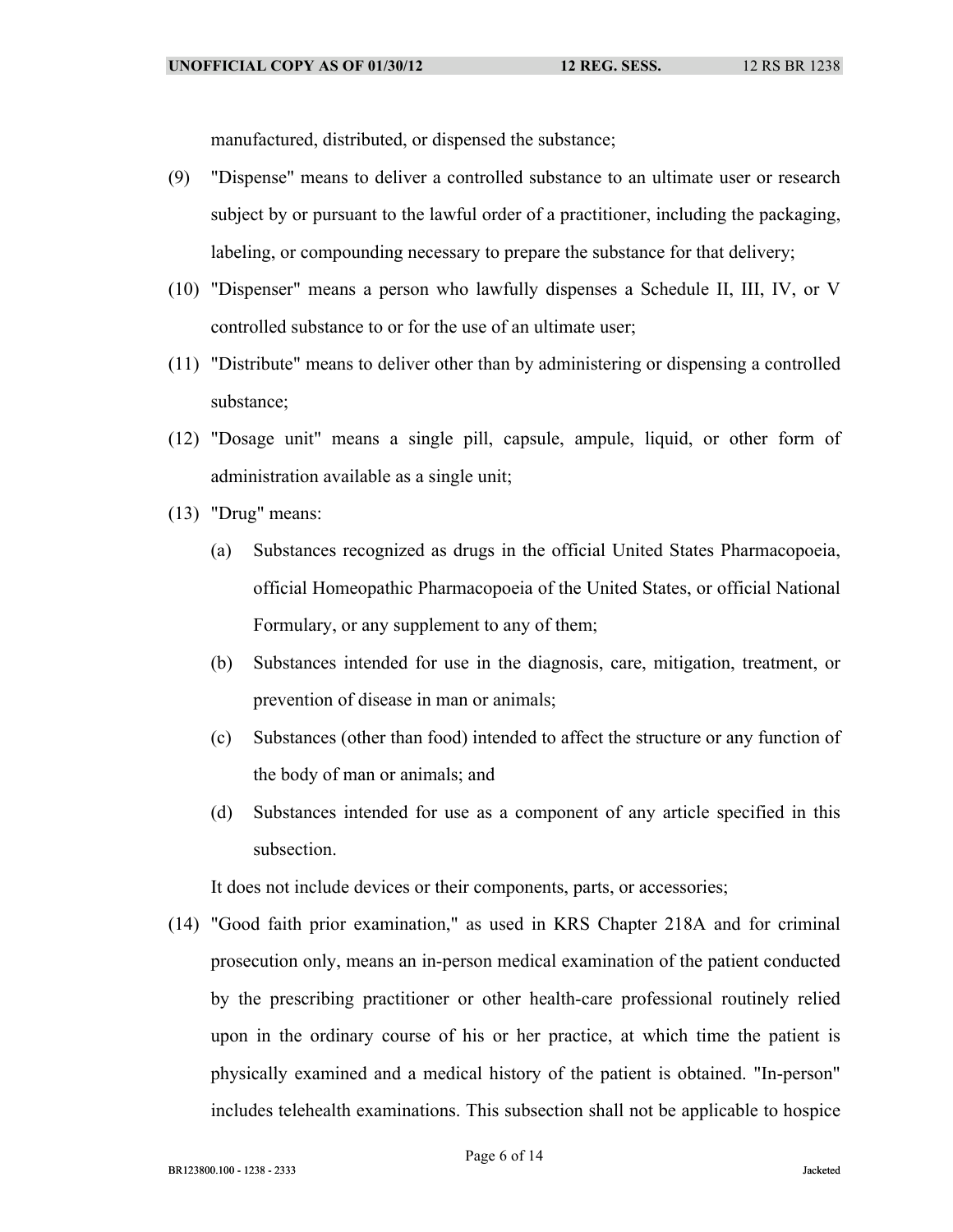manufactured, distributed, or dispensed the substance;

(9) "Dispense" means to deliver a controlled substance to an ultimate user or research subject by or pursuant to the lawful order of a practitioner, including the packaging, labeling, or compounding necessary to prepare the substance for that delivery;

(10) "Dispenser" means a person who lawfully dispenses a Schedule II, III, IV, or V controlled substance to or for the use of an ultimate user;

(11) "Distribute" means to deliver other than by administering or dispensing a controlled substance;

(12) "Dosage unit" means a single pill, capsule, ampule, liquid, or other form of administration available as a single unit;

(13) "Drug" means:

(a) Substances recognized as drugs in the official United States Pharmacopoeia, official Homeopathic Pharmacopoeia of the United States, or official National Formulary, or any supplement to any of them;

(b) Substances intended for use in the diagnosis, care, mitigation, treatment, or prevention of disease in man or animals;

(c) Substances (other than food) intended to affect the structure or any function of the body of man or animals; and

(d) Substances intended for use as a component of any article specified in this subsection.

It does not include devices or their components, parts, or accessories;

(14) "Good faith prior examination," as used in KRS Chapter 218A and for criminal prosecution only, means an in-person medical examination of the patient conducted by the prescribing practitioner or other health-care professional routinely relied upon in the ordinary course of his or her practice, at which time the patient is physically examined and a medical history of the patient is obtained. "In-person" includes telehealth examinations. This subsection shall not be applicable to hospice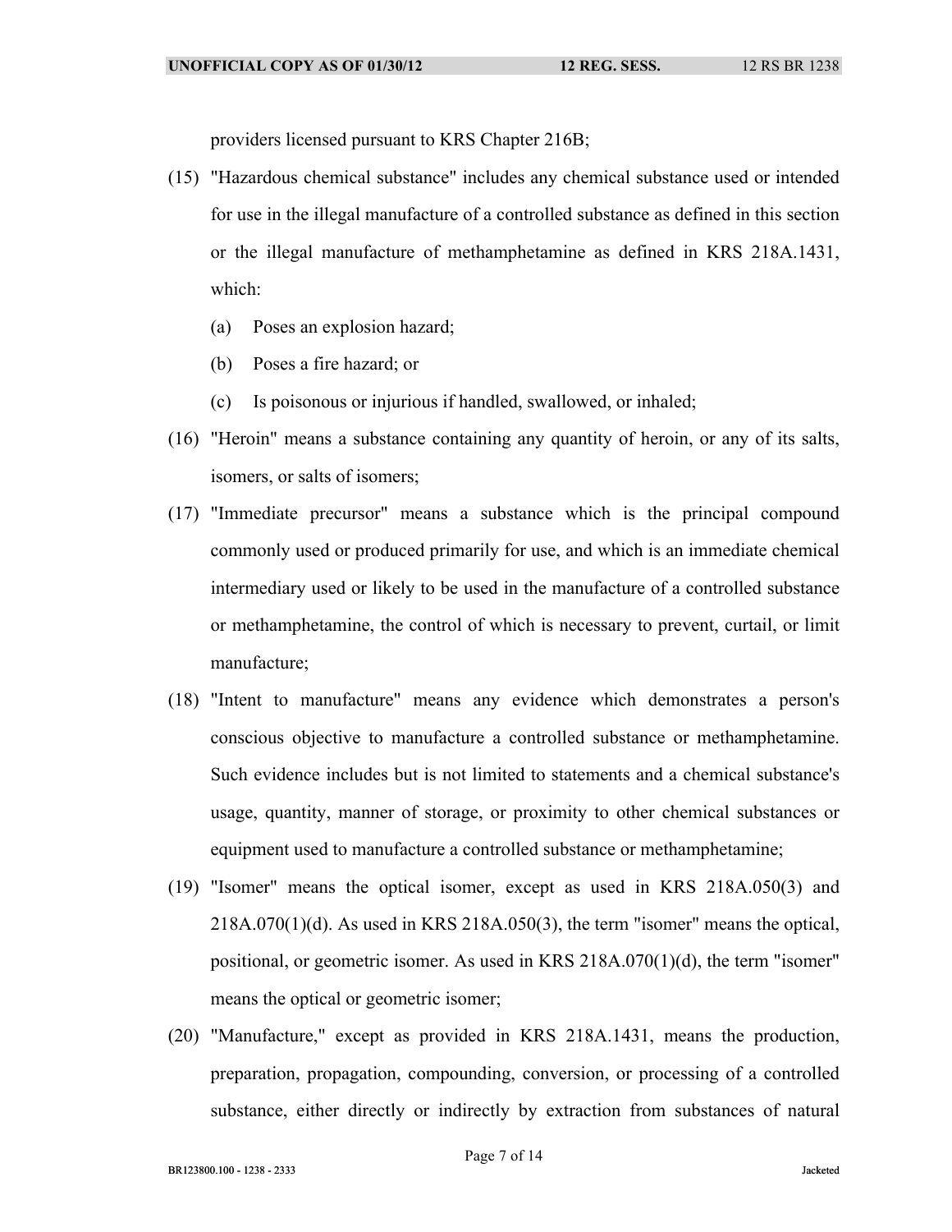providers licensed pursuant to KRS Chapter 216B;

(15) "Hazardous chemical substance" includes any chemical substance used or intended for use in the illegal manufacture of a controlled substance as defined in this section or the illegal manufacture of methamphetamine as defined in KRS 218A.1431, which:

(a) Poses an explosion hazard;

(b) Poses a fire hazard; or

(c) Is poisonous or injurious if handled, swallowed, or inhaled;

(16) "Heroin" means a substance containing any quantity of heroin, or any of its salts, isomers, or salts of isomers;

(17) "Immediate precursor" means a substance which is the principal compound commonly used or produced primarily for use, and which is an immediate chemical intermediary used or likely to be used in the manufacture of a controlled substance or methamphetamine, the control of which is necessary to prevent, curtail, or limit manufacture;

(18) "Intent to manufacture" means any evidence which demonstrates a person's conscious objective to manufacture a controlled substance or methamphetamine. Such evidence includes but is not limited to statements and a chemical substance's usage, quantity, manner of storage, or proximity to other chemical substances or equipment used to manufacture a controlled substance or methamphetamine;

(19) "Isomer" means the optical isomer, except as used in KRS 218A.050(3) and 218A.070(1)(d). As used in KRS 218A.050(3), the term "isomer" means the optical, positional, or geometric isomer. As used in KRS 218A.070(1)(d), the term "isomer" means the optical or geometric isomer;

(20) "Manufacture," except as provided in KRS 218A.1431, means the production, preparation, propagation, compounding, conversion, or processing of a controlled substance, either directly or indirectly by extraction from substances of natural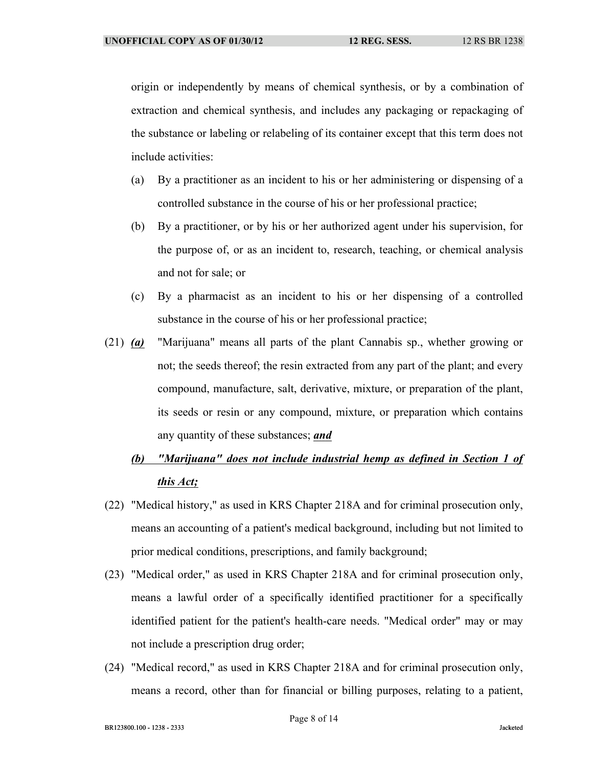origin or independently by means of chemical synthesis, or by a combination of extraction and chemical synthesis, and includes any packaging or repackaging of the substance or labeling or relabeling of its container except that this term does not include activities:

(a) By a practitioner as an incident to his or her administering or dispensing of a controlled substance in the course of his or her professional practice;

(b) By a practitioner, or by his or her authorized agent under his supervision, for the purpose of, or as an incident to, research, teaching, or chemical analysis and not for sale; or

(c) By a pharmacist as an incident to his or her dispensing of a controlled substance in the course of his or her professional practice;

(21) ***(a)*** "Marijuana" means all parts of the plant Cannabis sp., whether growing or not; the seeds thereof; the resin extracted from any part of the plant; and every compound, manufacture, salt, derivative, mixture, or preparation of the plant, its seeds or resin or any compound, mixture, or preparation which contains any quantity of these substances; ***and***

***(b) "Marijuana" does not include industrial hemp as defined in Section 1 of this Act;***

(22) "Medical history," as used in KRS Chapter 218A and for criminal prosecution only, means an accounting of a patient's medical background, including but not limited to prior medical conditions, prescriptions, and family background;

(23) "Medical order," as used in KRS Chapter 218A and for criminal prosecution only, means a lawful order of a specifically identified practitioner for a specifically identified patient for the patient's health-care needs. "Medical order" may or may not include a prescription drug order;

(24) "Medical record," as used in KRS Chapter 218A and for criminal prosecution only, means a record, other than for financial or billing purposes, relating to a patient,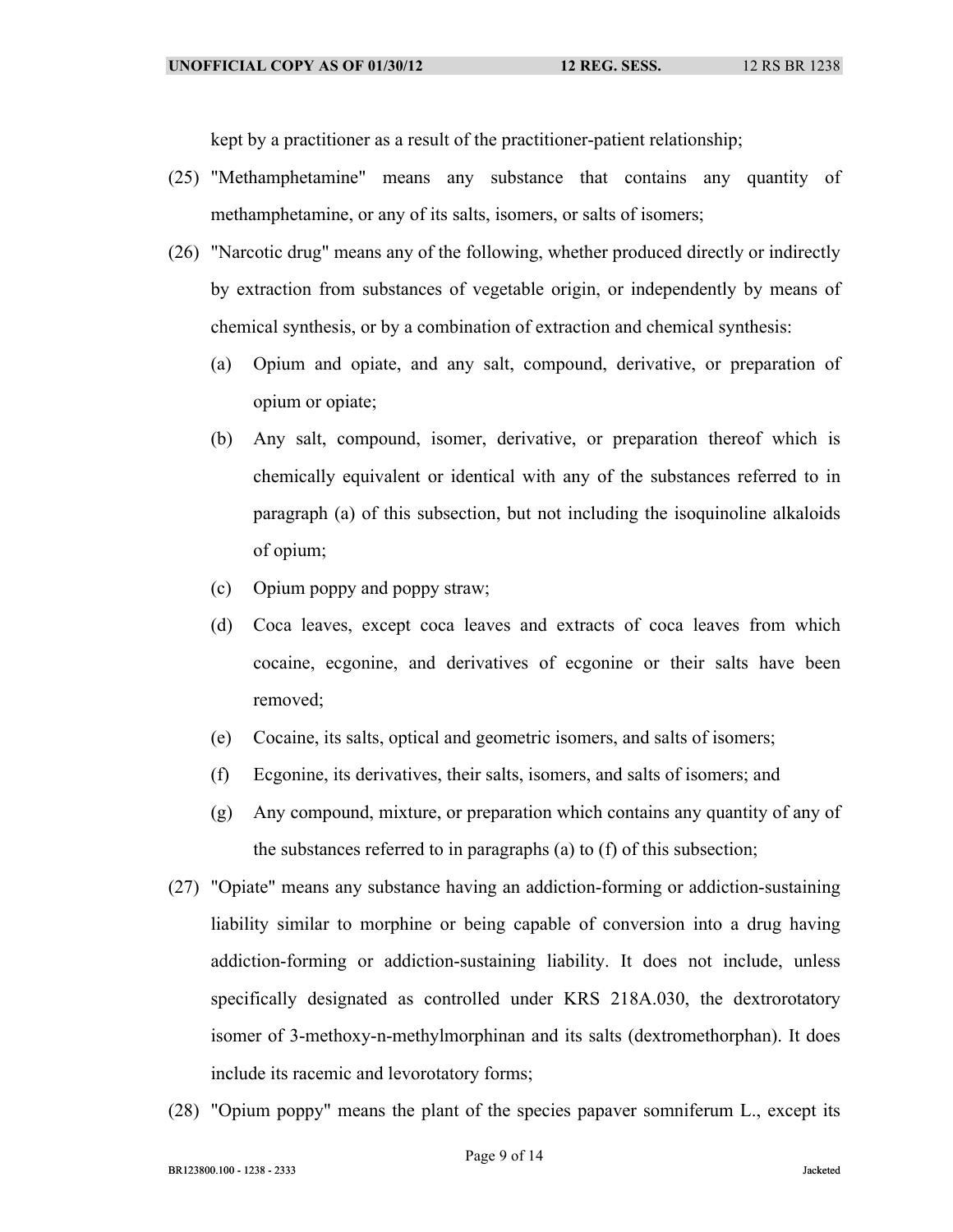kept by a practitioner as a result of the practitioner-patient relationship;

(25) "Methamphetamine" means any substance that contains any quantity of methamphetamine, or any of its salts, isomers, or salts of isomers;

(26) "Narcotic drug" means any of the following, whether produced directly or indirectly by extraction from substances of vegetable origin, or independently by means of chemical synthesis, or by a combination of extraction and chemical synthesis:

  (a) Opium and opiate, and any salt, compound, derivative, or preparation of opium or opiate;

  (b) Any salt, compound, isomer, derivative, or preparation thereof which is chemically equivalent or identical with any of the substances referred to in paragraph (a) of this subsection, but not including the isoquinoline alkaloids of opium;

  (c) Opium poppy and poppy straw;

  (d) Coca leaves, except coca leaves and extracts of coca leaves from which cocaine, ecgonine, and derivatives of ecgonine or their salts have been removed;

  (e) Cocaine, its salts, optical and geometric isomers, and salts of isomers;

  (f) Ecgonine, its derivatives, their salts, isomers, and salts of isomers; and

  (g) Any compound, mixture, or preparation which contains any quantity of any of the substances referred to in paragraphs (a) to (f) of this subsection;

(27) "Opiate" means any substance having an addiction-forming or addiction-sustaining liability similar to morphine or being capable of conversion into a drug having addiction-forming or addiction-sustaining liability. It does not include, unless specifically designated as controlled under KRS 218A.030, the dextrorotatory isomer of 3-methoxy-n-methylmorphinan and its salts (dextromethorphan). It does include its racemic and levorotatory forms;

(28) "Opium poppy" means the plant of the species papaver somniferum L., except its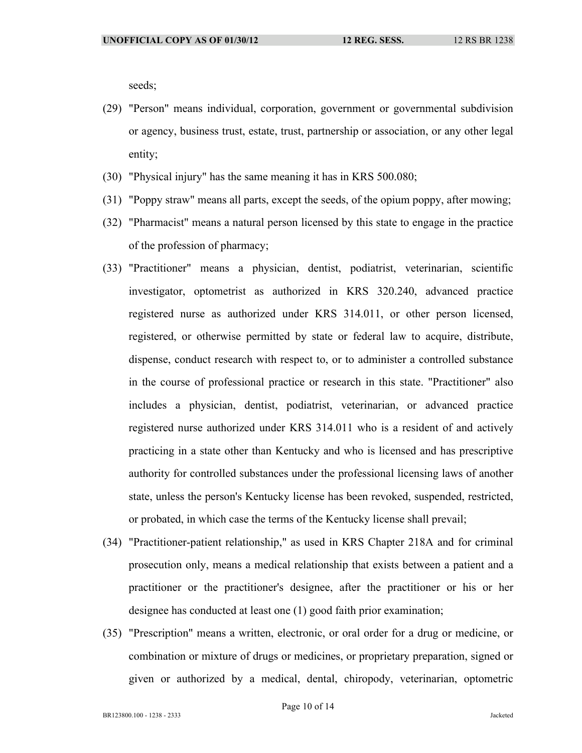seeds;

(29) "Person" means individual, corporation, government or governmental subdivision or agency, business trust, estate, trust, partnership or association, or any other legal entity;

(30) "Physical injury" has the same meaning it has in KRS 500.080;

(31) "Poppy straw" means all parts, except the seeds, of the opium poppy, after mowing;

(32) "Pharmacist" means a natural person licensed by this state to engage in the practice of the profession of pharmacy;

(33) "Practitioner" means a physician, dentist, podiatrist, veterinarian, scientific investigator, optometrist as authorized in KRS 320.240, advanced practice registered nurse as authorized under KRS 314.011, or other person licensed, registered, or otherwise permitted by state or federal law to acquire, distribute, dispense, conduct research with respect to, or to administer a controlled substance in the course of professional practice or research in this state. "Practitioner" also includes a physician, dentist, podiatrist, veterinarian, or advanced practice registered nurse authorized under KRS 314.011 who is a resident of and actively practicing in a state other than Kentucky and who is licensed and has prescriptive authority for controlled substances under the professional licensing laws of another state, unless the person's Kentucky license has been revoked, suspended, restricted, or probated, in which case the terms of the Kentucky license shall prevail;

(34) "Practitioner-patient relationship," as used in KRS Chapter 218A and for criminal prosecution only, means a medical relationship that exists between a patient and a practitioner or the practitioner's designee, after the practitioner or his or her designee has conducted at least one (1) good faith prior examination;

(35) "Prescription" means a written, electronic, or oral order for a drug or medicine, or combination or mixture of drugs or medicines, or proprietary preparation, signed or given or authorized by a medical, dental, chiropody, veterinarian, optometric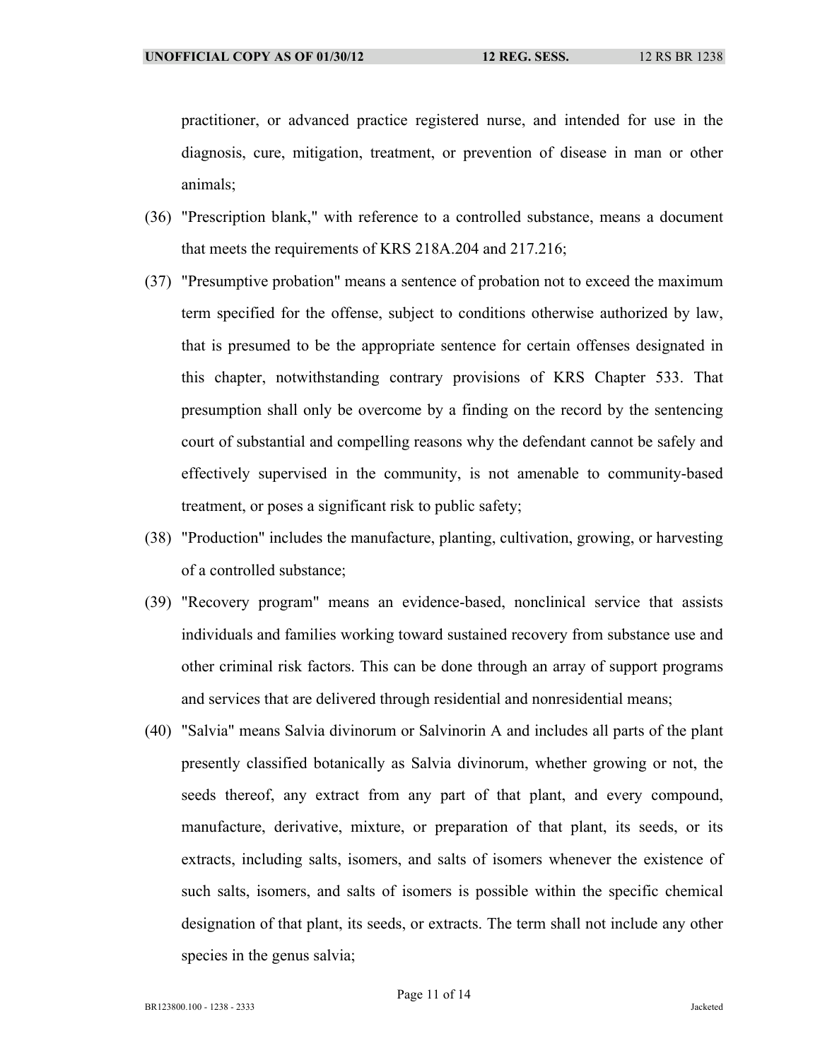practitioner, or advanced practice registered nurse, and intended for use in the diagnosis, cure, mitigation, treatment, or prevention of disease in man or other animals;

(36) "Prescription blank," with reference to a controlled substance, means a document that meets the requirements of KRS 218A.204 and 217.216;

(37) "Presumptive probation" means a sentence of probation not to exceed the maximum term specified for the offense, subject to conditions otherwise authorized by law, that is presumed to be the appropriate sentence for certain offenses designated in this chapter, notwithstanding contrary provisions of KRS Chapter 533. That presumption shall only be overcome by a finding on the record by the sentencing court of substantial and compelling reasons why the defendant cannot be safely and effectively supervised in the community, is not amenable to community-based treatment, or poses a significant risk to public safety;

(38) "Production" includes the manufacture, planting, cultivation, growing, or harvesting of a controlled substance;

(39) "Recovery program" means an evidence-based, nonclinical service that assists individuals and families working toward sustained recovery from substance use and other criminal risk factors. This can be done through an array of support programs and services that are delivered through residential and nonresidential means;

(40) "Salvia" means Salvia divinorum or Salvinorin A and includes all parts of the plant presently classified botanically as Salvia divinorum, whether growing or not, the seeds thereof, any extract from any part of that plant, and every compound, manufacture, derivative, mixture, or preparation of that plant, its seeds, or its extracts, including salts, isomers, and salts of isomers whenever the existence of such salts, isomers, and salts of isomers is possible within the specific chemical designation of that plant, its seeds, or extracts. The term shall not include any other species in the genus salvia;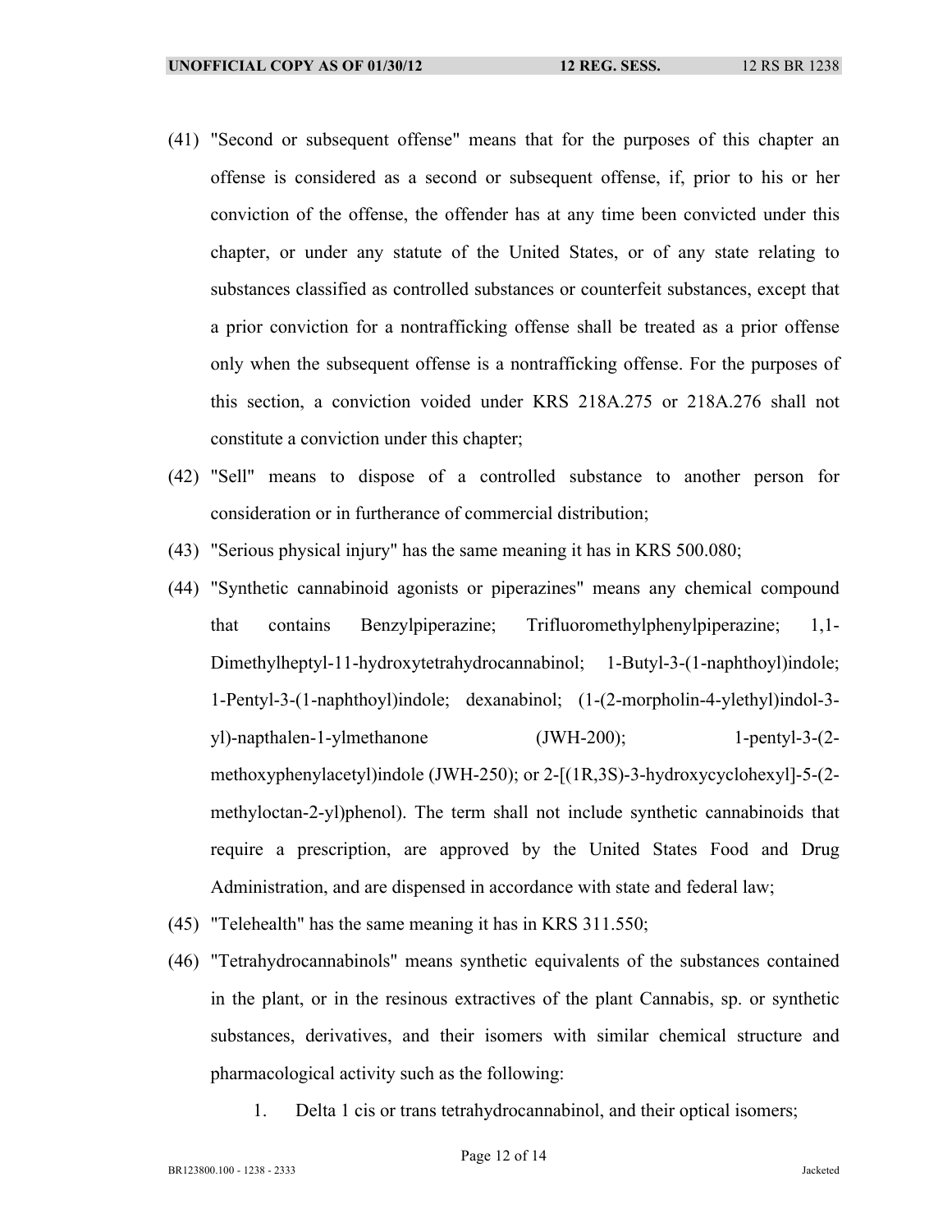(41) "Second or subsequent offense" means that for the purposes of this chapter an offense is considered as a second or subsequent offense, if, prior to his or her conviction of the offense, the offender has at any time been convicted under this chapter, or under any statute of the United States, or of any state relating to substances classified as controlled substances or counterfeit substances, except that a prior conviction for a nontrafficking offense shall be treated as a prior offense only when the subsequent offense is a nontrafficking offense. For the purposes of this section, a conviction voided under KRS 218A.275 or 218A.276 shall not constitute a conviction under this chapter;

(42) "Sell" means to dispose of a controlled substance to another person for consideration or in furtherance of commercial distribution;

(43) "Serious physical injury" has the same meaning it has in KRS 500.080;

(44) "Synthetic cannabinoid agonists or piperazines" means any chemical compound that contains Benzylpiperazine; Trifluoromethylphenylpiperazine; 1,1-Dimethylheptyl-11-hydroxytetrahydrocannabinol; 1-Butyl-3-(1-naphthoyl)indole; 1-Pentyl-3-(1-naphthoyl)indole; dexanabinol; (1-(2-morpholin-4-ylethyl)indol-3-yl)-napthalen-1-ylmethanone (JWH-200); 1-pentyl-3-(2-methoxyphenylacetyl)indole (JWH-250); or 2-[(1R,3S)-3-hydroxycyclohexyl]-5-(2-methyloctan-2-yl)phenol). The term shall not include synthetic cannabinoids that require a prescription, are approved by the United States Food and Drug Administration, and are dispensed in accordance with state and federal law;

(45) "Telehealth" has the same meaning it has in KRS 311.550;

(46) "Tetrahydrocannabinols" means synthetic equivalents of the substances contained in the plant, or in the resinous extractives of the plant Cannabis, sp. or synthetic substances, derivatives, and their isomers with similar chemical structure and pharmacological activity such as the following:

1. Delta 1 cis or trans tetrahydrocannabinol, and their optical isomers;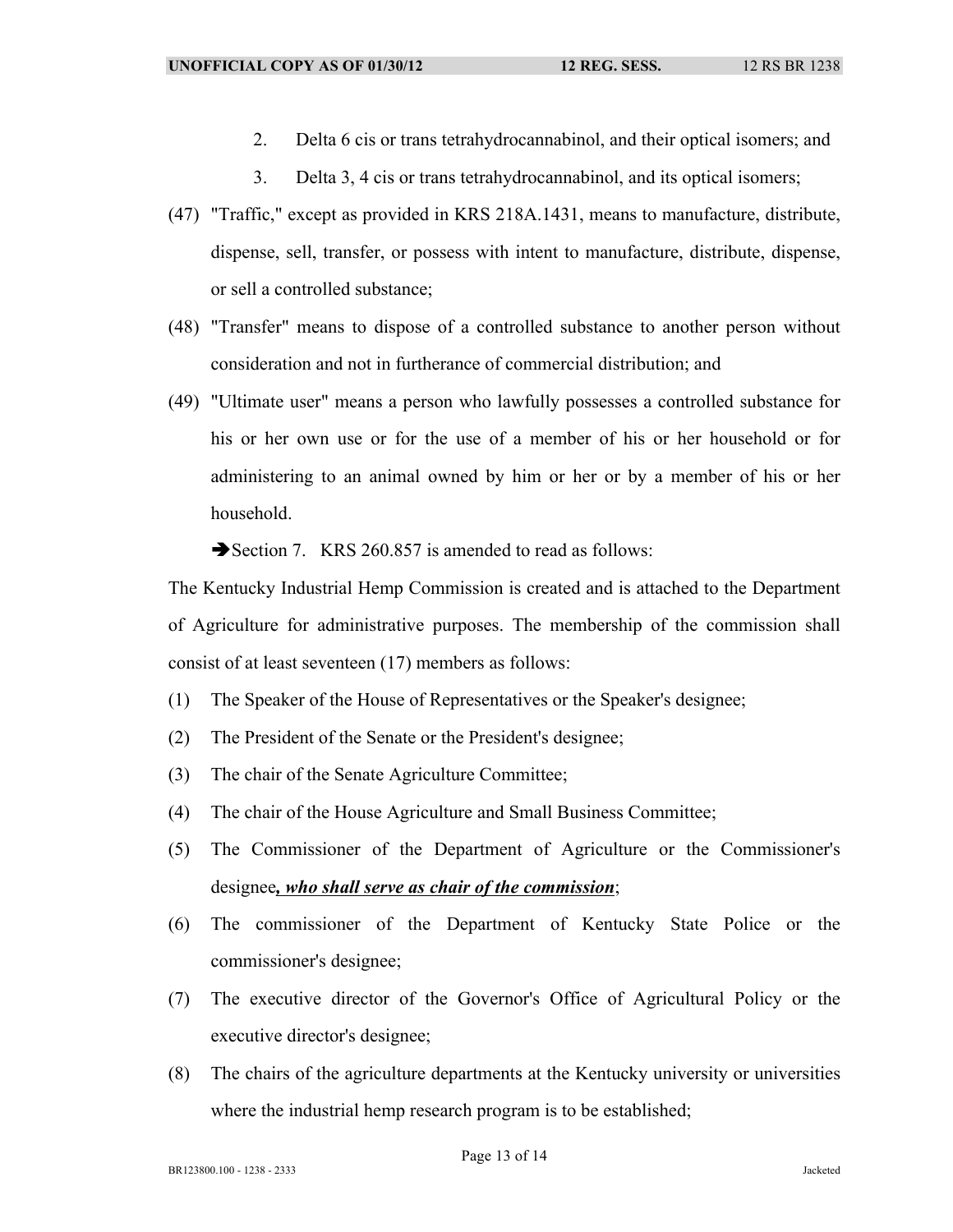2. Delta 6 cis or trans tetrahydrocannabinol, and their optical isomers; and

3. Delta 3, 4 cis or trans tetrahydrocannabinol, and its optical isomers;

(47) "Traffic," except as provided in KRS 218A.1431, means to manufacture, distribute, dispense, sell, transfer, or possess with intent to manufacture, distribute, dispense, or sell a controlled substance;

(48) "Transfer" means to dispose of a controlled substance to another person without consideration and not in furtherance of commercial distribution; and

(49) "Ultimate user" means a person who lawfully possesses a controlled substance for his or her own use or for the use of a member of his or her household or for administering to an animal owned by him or her or by a member of his or her household.

➔Section 7. KRS 260.857 is amended to read as follows:

The Kentucky Industrial Hemp Commission is created and is attached to the Department of Agriculture for administrative purposes. The membership of the commission shall consist of at least seventeen (17) members as follows:

(1) The Speaker of the House of Representatives or the Speaker's designee;

(2) The President of the Senate or the President's designee;

(3) The chair of the Senate Agriculture Committee;

(4) The chair of the House Agriculture and Small Business Committee;

(5) The Commissioner of the Department of Agriculture or the Commissioner's designee***, who shall serve as chair of the commission***;

(6) The commissioner of the Department of Kentucky State Police or the commissioner's designee;

(7) The executive director of the Governor's Office of Agricultural Policy or the executive director's designee;

(8) The chairs of the agriculture departments at the Kentucky university or universities where the industrial hemp research program is to be established;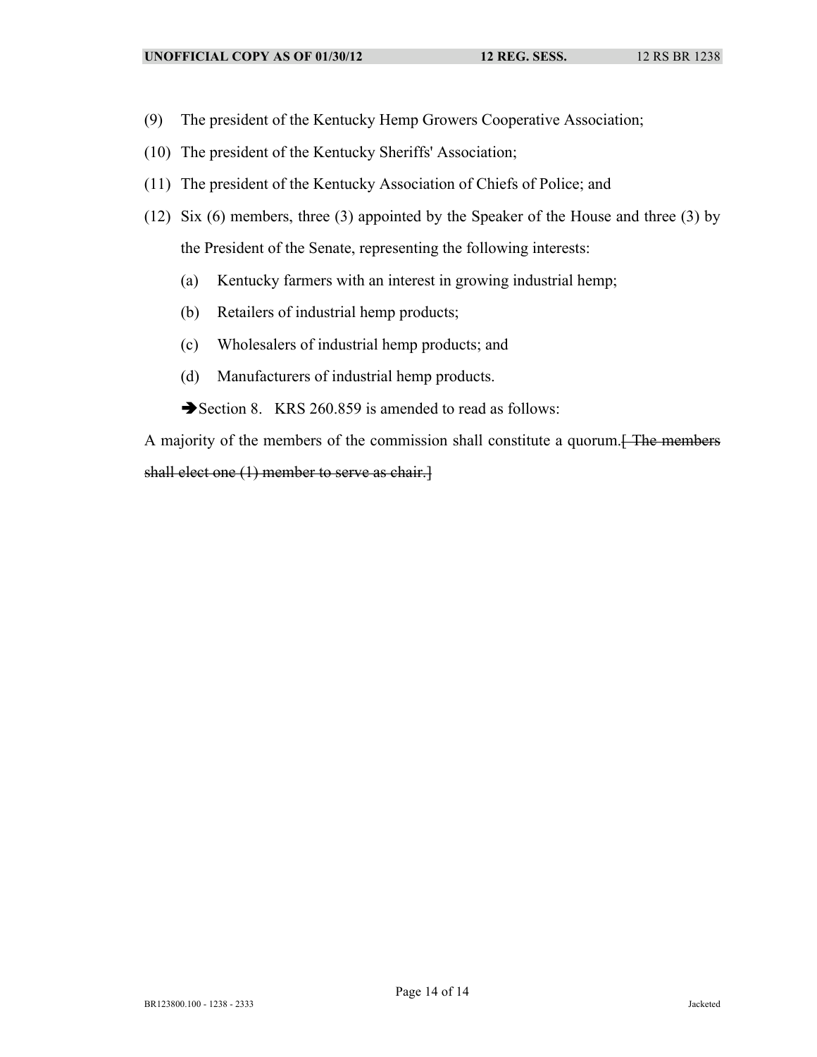(9) The president of the Kentucky Hemp Growers Cooperative Association;

(10) The president of the Kentucky Sheriffs' Association;

(11) The president of the Kentucky Association of Chiefs of Police; and

(12) Six (6) members, three (3) appointed by the Speaker of the House and three (3) by the President of the Senate, representing the following interests:

  (a) Kentucky farmers with an interest in growing industrial hemp;

  (b) Retailers of industrial hemp products;

  (c) Wholesalers of industrial hemp products; and

  (d) Manufacturers of industrial hemp products.

➔Section 8. KRS 260.859 is amended to read as follows:

A majority of the members of the commission shall constitute a quorum.~~[ The members shall elect one (1) member to serve as chair.]~~